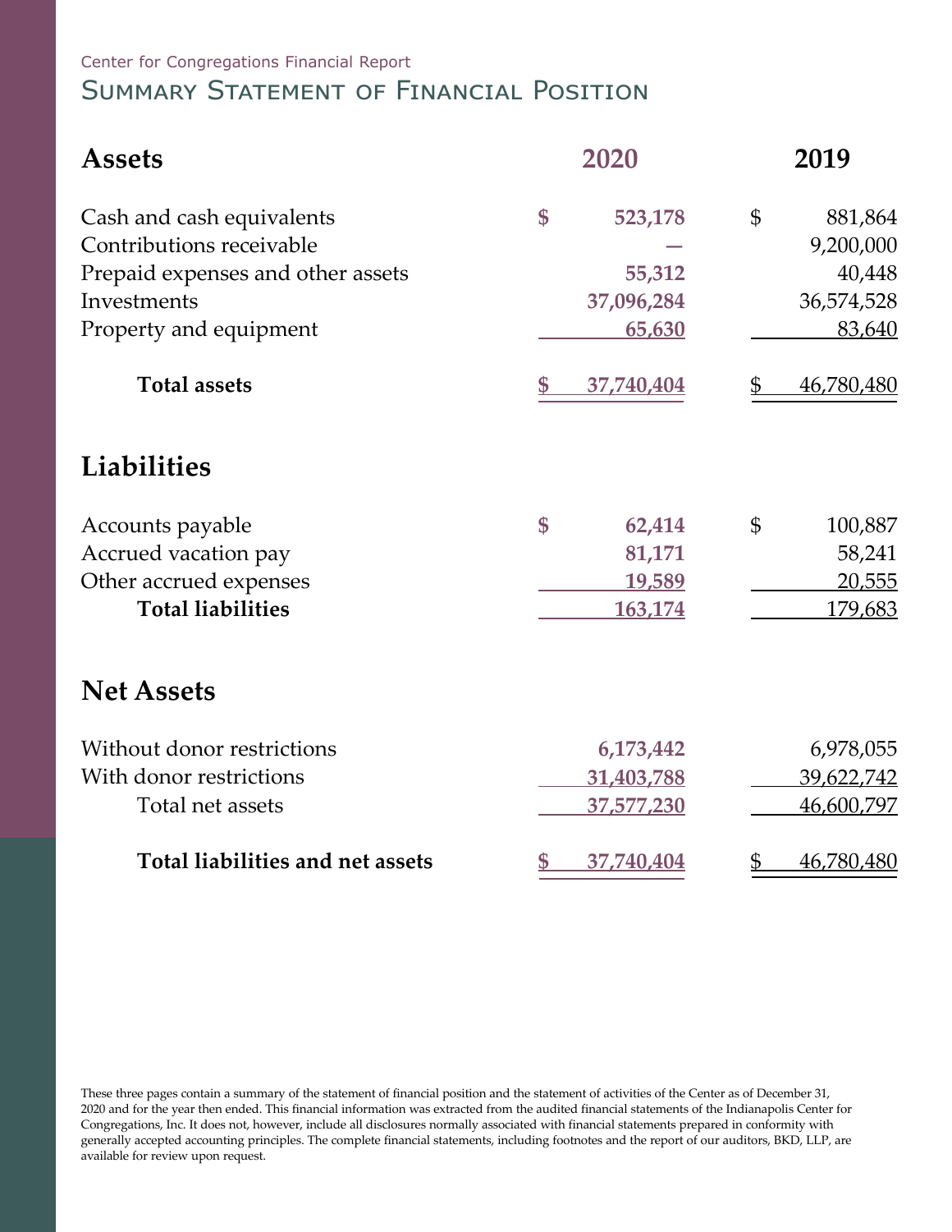Center for Congregations Financial Report

# Summary Statement of Financial Position

| Assets | 2020 | 2019 |
|---|---|---|
| Cash and cash equivalents | $ 523,178 | $ 881,864 |
| Contributions receivable | — | 9,200,000 |
| Prepaid expenses and other assets | 55,312 | 40,448 |
| Investments | 37,096,284 | 36,574,528 |
| Property and equipment | 65,630 | 83,640 |
| **Total assets** | **$ 37,740,404** | **$ 46,780,480** |

## Liabilities

| | 2020 | 2019 |
|---|---|---|
| Accounts payable | $ 62,414 | $ 100,887 |
| Accrued vacation pay | 81,171 | 58,241 |
| Other accrued expenses | 19,589 | 20,555 |
| **Total liabilities** | **163,174** | **179,683** |

## Net Assets

| | 2020 | 2019 |
|---|---|---|
| Without donor restrictions | 6,173,442 | 6,978,055 |
| With donor restrictions | 31,403,788 | 39,622,742 |
| Total net assets | 37,577,230 | 46,600,797 |
| **Total liabilities and net assets** | **$ 37,740,404** | **$ 46,780,480** |

These three pages contain a summary of the statement of financial position and the statement of activities of the Center as of December 31, 2020 and for the year then ended. This financial information was extracted from the audited financial statements of the Indianapolis Center for Congregations, Inc. It does not, however, include all disclosures normally associated with financial statements prepared in conformity with generally accepted accounting principles. The complete financial statements, including footnotes and the report of our auditors, BKD, LLP, are available for review upon request.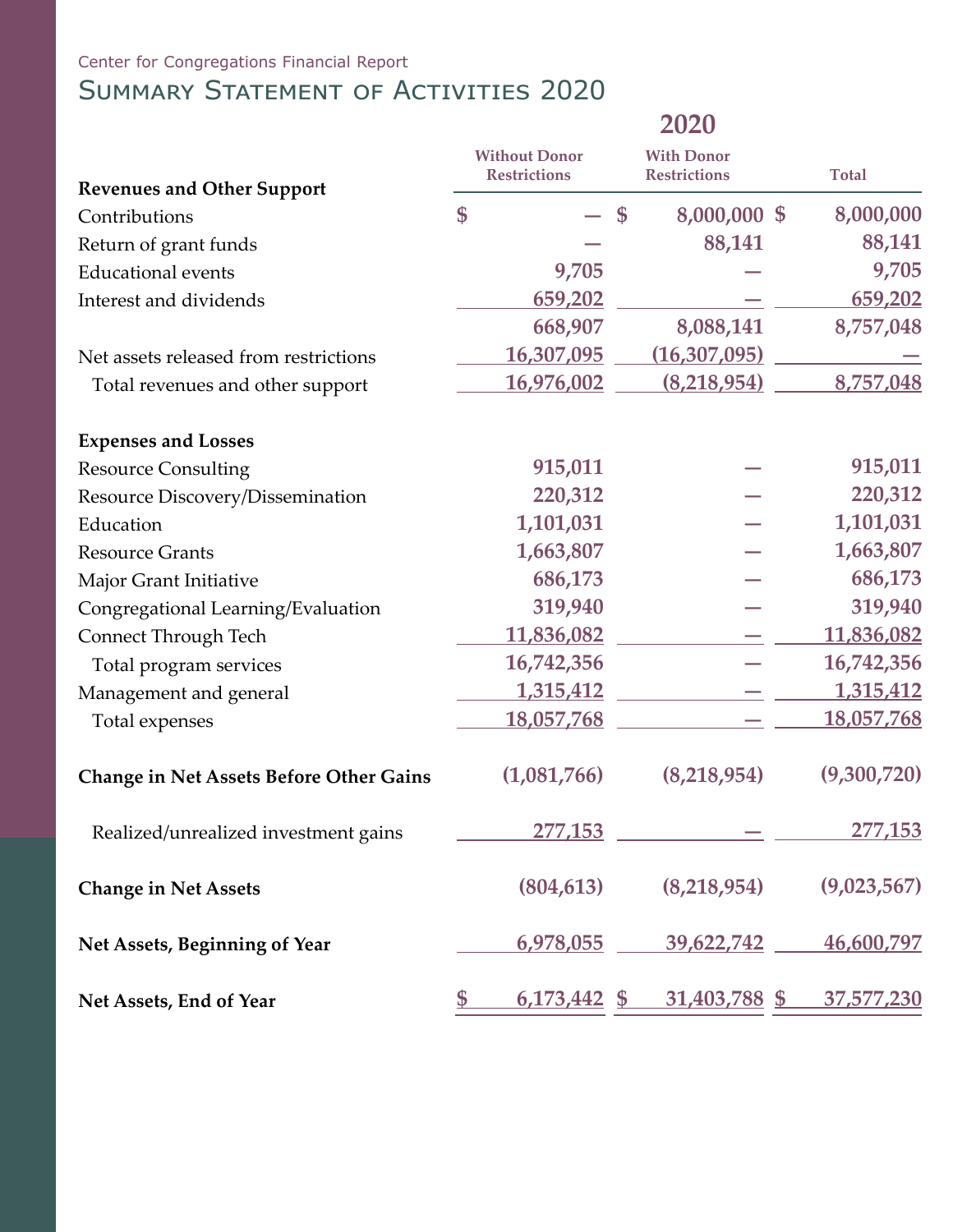Center for Congregations Financial Report

# Summary Statement of Activities 2020

| | 2020 | | |
|---|---|---|---|
| | Without Donor Restrictions | With Donor Restrictions | Total |
| **Revenues and Other Support** | | | |
| Contributions | $ — | $ 8,000,000 | $ 8,000,000 |
| Return of grant funds | — | 88,141 | 88,141 |
| Educational events | 9,705 | — | 9,705 |
| Interest and dividends | 659,202 | — | 659,202 |
| | 668,907 | 8,088,141 | 8,757,048 |
| Net assets released from restrictions | 16,307,095 | (16,307,095) | — |
| Total revenues and other support | 16,976,002 | (8,218,954) | 8,757,048 |
| **Expenses and Losses** | | | |
| Resource Consulting | 915,011 | — | 915,011 |
| Resource Discovery/Dissemination | 220,312 | — | 220,312 |
| Education | 1,101,031 | — | 1,101,031 |
| Resource Grants | 1,663,807 | — | 1,663,807 |
| Major Grant Initiative | 686,173 | — | 686,173 |
| Congregational Learning/Evaluation | 319,940 | — | 319,940 |
| Connect Through Tech | 11,836,082 | — | 11,836,082 |
| Total program services | 16,742,356 | — | 16,742,356 |
| Management and general | 1,315,412 | — | 1,315,412 |
| Total expenses | 18,057,768 | — | 18,057,768 |
| **Change in Net Assets Before Other Gains** | (1,081,766) | (8,218,954) | (9,300,720) |
| Realized/unrealized investment gains | 277,153 | — | 277,153 |
| **Change in Net Assets** | (804,613) | (8,218,954) | (9,023,567) |
| **Net Assets, Beginning of Year** | 6,978,055 | 39,622,742 | 46,600,797 |
| **Net Assets, End of Year** | $ 6,173,442 | $ 31,403,788 | $ 37,577,230 |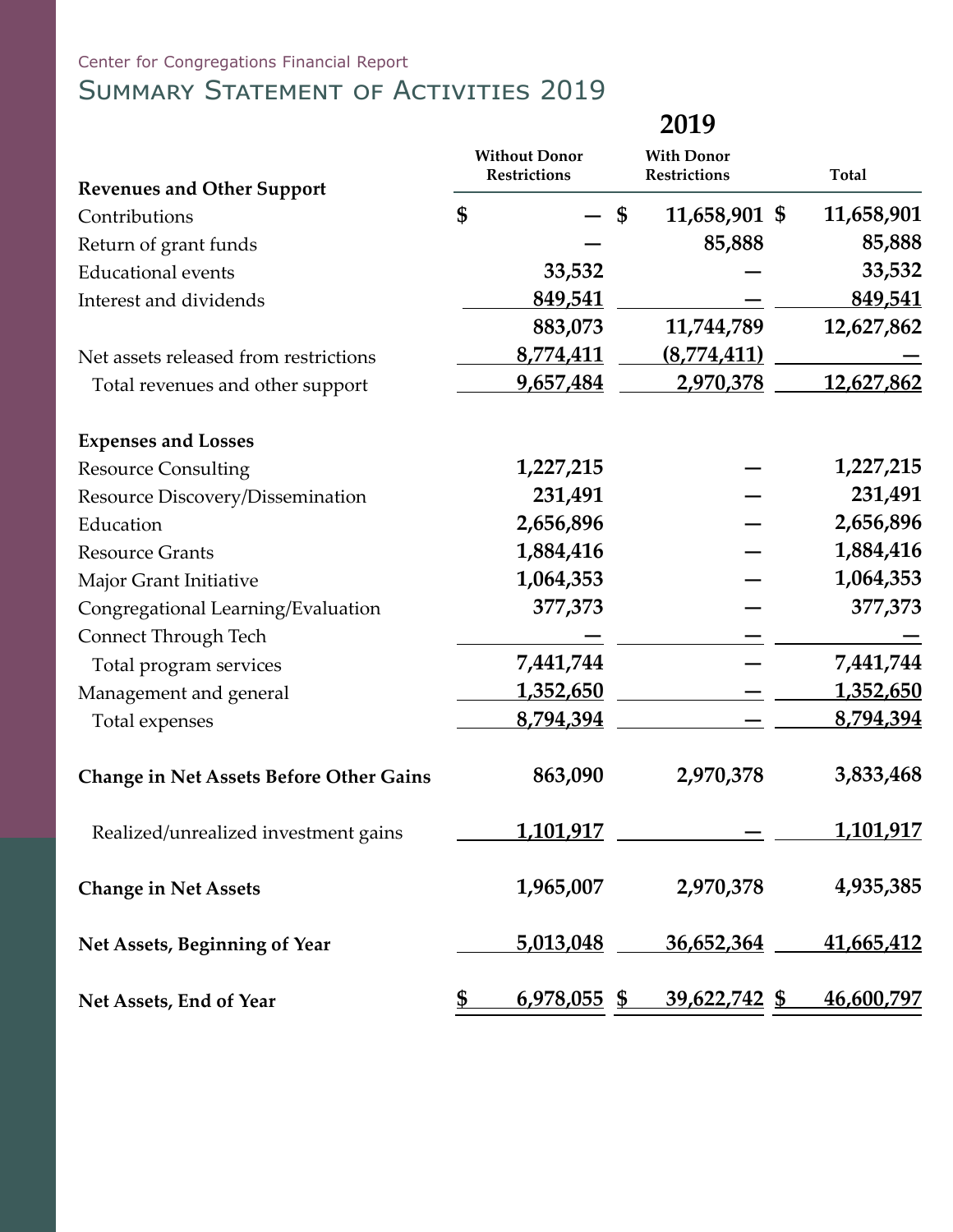Center for Congregations Financial Report

# Summary Statement of Activities 2019

| | 2019 | | |
|---|---|---|---|
| | **Without Donor Restrictions** | **With Donor Restrictions** | **Total** |
| **Revenues and Other Support** | | | |
| Contributions | $ — | $ 11,658,901 | $ 11,658,901 |
| Return of grant funds | — | 85,888 | 85,888 |
| Educational events | 33,532 | — | 33,532 |
| Interest and dividends | 849,541 | — | 849,541 |
| | 883,073 | 11,744,789 | 12,627,862 |
| Net assets released from restrictions | 8,774,411 | (8,774,411) | — |
| Total revenues and other support | 9,657,484 | 2,970,378 | 12,627,862 |
| **Expenses and Losses** | | | |
| Resource Consulting | 1,227,215 | — | 1,227,215 |
| Resource Discovery/Dissemination | 231,491 | — | 231,491 |
| Education | 2,656,896 | — | 2,656,896 |
| Resource Grants | 1,884,416 | — | 1,884,416 |
| Major Grant Initiative | 1,064,353 | — | 1,064,353 |
| Congregational Learning/Evaluation | 377,373 | — | 377,373 |
| Connect Through Tech | — | — | — |
| Total program services | 7,441,744 | — | 7,441,744 |
| Management and general | 1,352,650 | — | 1,352,650 |
| Total expenses | 8,794,394 | — | 8,794,394 |
| **Change in Net Assets Before Other Gains** | 863,090 | 2,970,378 | 3,833,468 |
| Realized/unrealized investment gains | 1,101,917 | — | 1,101,917 |
| **Change in Net Assets** | 1,965,007 | 2,970,378 | 4,935,385 |
| **Net Assets, Beginning of Year** | 5,013,048 | 36,652,364 | 41,665,412 |
| **Net Assets, End of Year** | $ 6,978,055 | $ 39,622,742 | $ 46,600,797 |